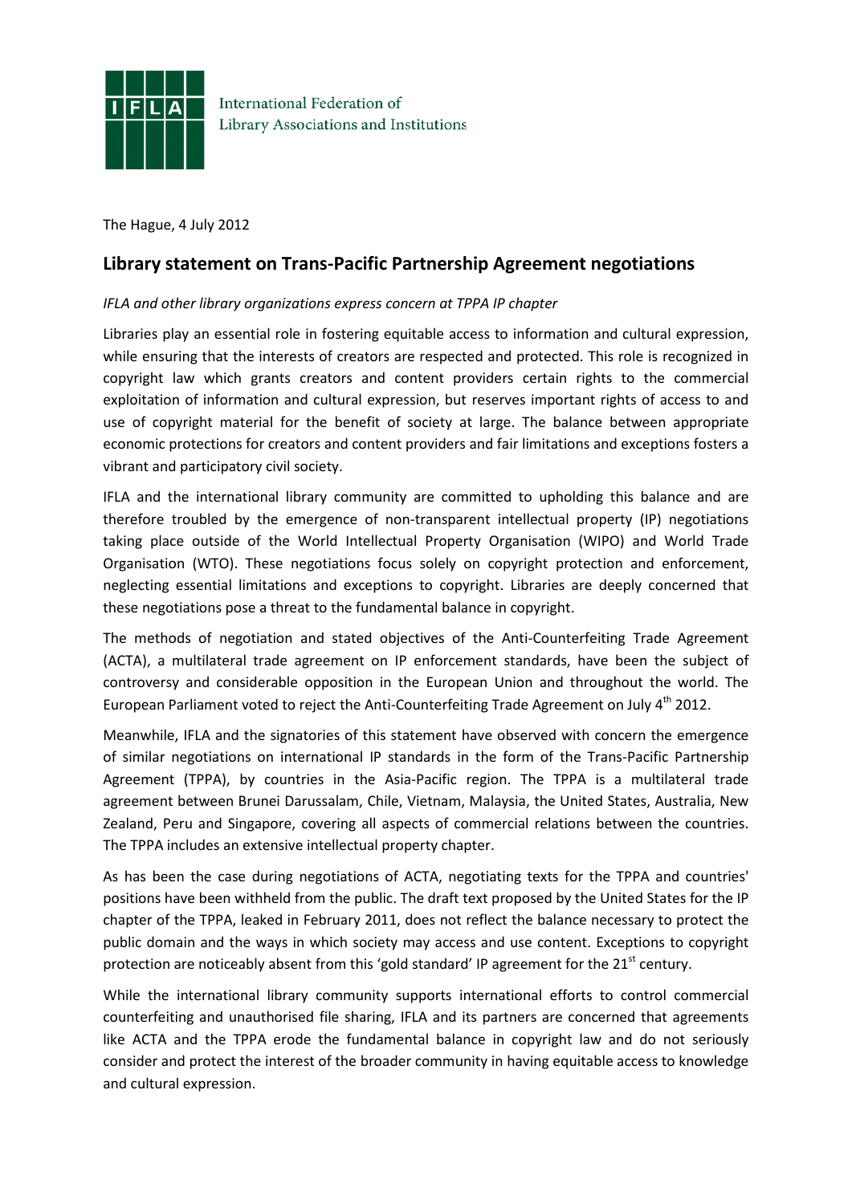International Federation of Library Associations and Institutions

The Hague, 4 July 2012

## Library statement on Trans-Pacific Partnership Agreement negotiations

*IFLA and other library organizations express concern at TPPA IP chapter*

Libraries play an essential role in fostering equitable access to information and cultural expression, while ensuring that the interests of creators are respected and protected. This role is recognized in copyright law which grants creators and content providers certain rights to the commercial exploitation of information and cultural expression, but reserves important rights of access to and use of copyright material for the benefit of society at large. The balance between appropriate economic protections for creators and content providers and fair limitations and exceptions fosters a vibrant and participatory civil society.

IFLA and the international library community are committed to upholding this balance and are therefore troubled by the emergence of non-transparent intellectual property (IP) negotiations taking place outside of the World Intellectual Property Organisation (WIPO) and World Trade Organisation (WTO). These negotiations focus solely on copyright protection and enforcement, neglecting essential limitations and exceptions to copyright. Libraries are deeply concerned that these negotiations pose a threat to the fundamental balance in copyright.

The methods of negotiation and stated objectives of the Anti-Counterfeiting Trade Agreement (ACTA), a multilateral trade agreement on IP enforcement standards, have been the subject of controversy and considerable opposition in the European Union and throughout the world. The European Parliament voted to reject the Anti-Counterfeiting Trade Agreement on July 4th 2012.

Meanwhile, IFLA and the signatories of this statement have observed with concern the emergence of similar negotiations on international IP standards in the form of the Trans-Pacific Partnership Agreement (TPPA), by countries in the Asia-Pacific region. The TPPA is a multilateral trade agreement between Brunei Darussalam, Chile, Vietnam, Malaysia, the United States, Australia, New Zealand, Peru and Singapore, covering all aspects of commercial relations between the countries. The TPPA includes an extensive intellectual property chapter.

As has been the case during negotiations of ACTA, negotiating texts for the TPPA and countries' positions have been withheld from the public. The draft text proposed by the United States for the IP chapter of the TPPA, leaked in February 2011, does not reflect the balance necessary to protect the public domain and the ways in which society may access and use content. Exceptions to copyright protection are noticeably absent from this 'gold standard' IP agreement for the 21st century.

While the international library community supports international efforts to control commercial counterfeiting and unauthorised file sharing, IFLA and its partners are concerned that agreements like ACTA and the TPPA erode the fundamental balance in copyright law and do not seriously consider and protect the interest of the broader community in having equitable access to knowledge and cultural expression.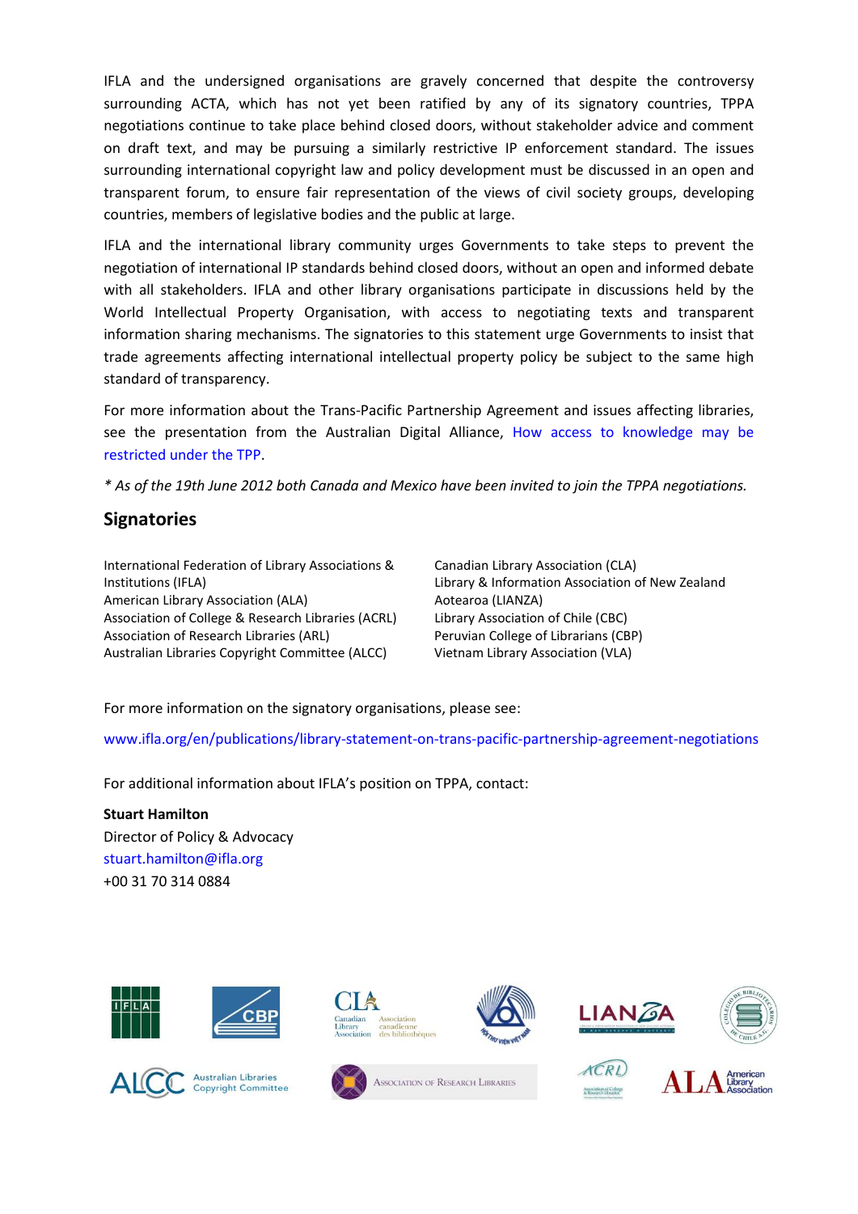IFLA and the undersigned organisations are gravely concerned that despite the controversy surrounding ACTA, which has not yet been ratified by any of its signatory countries, TPPA negotiations continue to take place behind closed doors, without stakeholder advice and comment on draft text, and may be pursuing a similarly restrictive IP enforcement standard. The issues surrounding international copyright law and policy development must be discussed in an open and transparent forum, to ensure fair representation of the views of civil society groups, developing countries, members of legislative bodies and the public at large.

IFLA and the international library community urges Governments to take steps to prevent the negotiation of international IP standards behind closed doors, without an open and informed debate with all stakeholders. IFLA and other library organisations participate in discussions held by the World Intellectual Property Organisation, with access to negotiating texts and transparent information sharing mechanisms. The signatories to this statement urge Governments to insist that trade agreements affecting international intellectual property policy be subject to the same high standard of transparency.

For more information about the Trans-Pacific Partnership Agreement and issues affecting libraries, see the presentation from the Australian Digital Alliance, How access to knowledge may be restricted under the TPP.

*\* As of the 19th June 2012 both Canada and Mexico have been invited to join the TPPA negotiations.*

## Signatories

International Federation of Library Associations & Institutions (IFLA)
American Library Association (ALA)
Association of College & Research Libraries (ACRL)
Association of Research Libraries (ARL)
Australian Libraries Copyright Committee (ALCC)
Canadian Library Association (CLA)
Library & Information Association of New Zealand Aotearoa (LIANZA)
Library Association of Chile (CBC)
Peruvian College of Librarians (CBP)
Vietnam Library Association (VLA)

For more information on the signatory organisations, please see:

www.ifla.org/en/publications/library-statement-on-trans-pacific-partnership-agreement-negotiations

For additional information about IFLA's position on TPPA, contact:

**Stuart Hamilton**
Director of Policy & Advocacy
stuart.hamilton@ifla.org
+00 31 70 314 0884